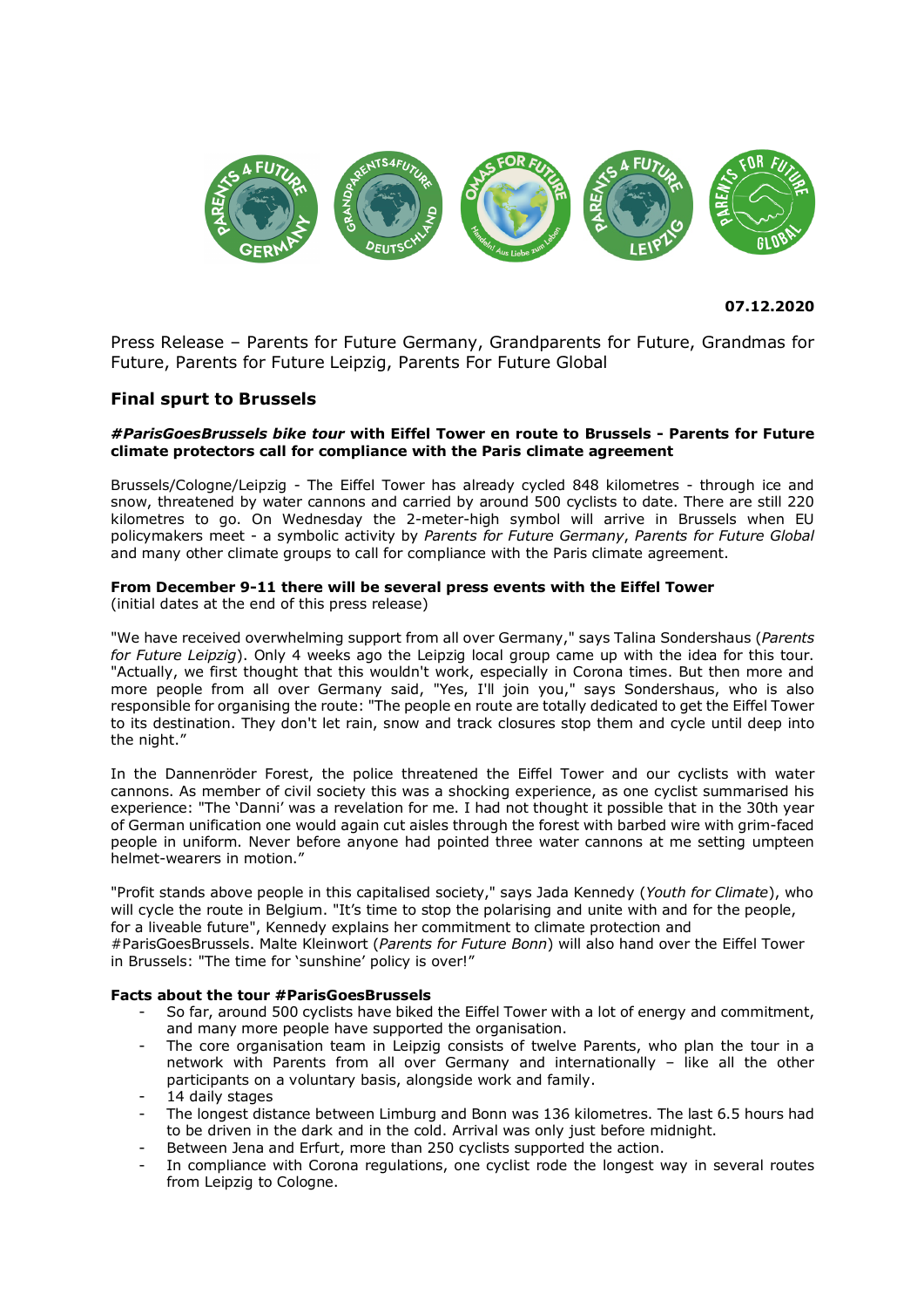**07.12.2020**

Press Release – Parents for Future Germany, Grandparents for Future, Grandmas for Future, Parents for Future Leipzig, Parents For Future Global

## Final spurt to Brussels

***#ParisGoesBrussels bike tour* with Eiffel Tower en route to Brussels - Parents for Future climate protectors call for compliance with the Paris climate agreement**

Brussels/Cologne/Leipzig - The Eiffel Tower has already cycled 848 kilometres - through ice and snow, threatened by water cannons and carried by around 500 cyclists to date. There are still 220 kilometres to go. On Wednesday the 2-meter-high symbol will arrive in Brussels when EU policymakers meet - a symbolic activity by *Parents for Future Germany*, *Parents for Future Global* and many other climate groups to call for compliance with the Paris climate agreement.

**From December 9-11 there will be several press events with the Eiffel Tower**
(initial dates at the end of this press release)

"We have received overwhelming support from all over Germany," says Talina Sondershaus (*Parents for Future Leipzig*). Only 4 weeks ago the Leipzig local group came up with the idea for this tour. "Actually, we first thought that this wouldn't work, especially in Corona times. But then more and more people from all over Germany said, "Yes, I'll join you," says Sondershaus, who is also responsible for organising the route: "The people en route are totally dedicated to get the Eiffel Tower to its destination. They don't let rain, snow and track closures stop them and cycle until deep into the night."

In the Dannenröder Forest, the police threatened the Eiffel Tower and our cyclists with water cannons. As member of civil society this was a shocking experience, as one cyclist summarised his experience: "The 'Danni' was a revelation for me. I had not thought it possible that in the 30th year of German unification one would again cut aisles through the forest with barbed wire with grim-faced people in uniform. Never before anyone had pointed three water cannons at me setting umpteen helmet-wearers in motion."

"Profit stands above people in this capitalised society," says Jada Kennedy (*Youth for Climate*), who will cycle the route in Belgium. "It's time to stop the polarising and unite with and for the people, for a liveable future", Kennedy explains her commitment to climate protection and #ParisGoesBrussels. Malte Kleinwort (*Parents for Future Bonn*) will also hand over the Eiffel Tower in Brussels: "The time for 'sunshine' policy is over!"

**Facts about the tour #ParisGoesBrussels**

- So far, around 500 cyclists have biked the Eiffel Tower with a lot of energy and commitment, and many more people have supported the organisation.
- The core organisation team in Leipzig consists of twelve Parents, who plan the tour in a network with Parents from all over Germany and internationally – like all the other participants on a voluntary basis, alongside work and family.
- 14 daily stages
- The longest distance between Limburg and Bonn was 136 kilometres. The last 6.5 hours had to be driven in the dark and in the cold. Arrival was only just before midnight.
- Between Jena and Erfurt, more than 250 cyclists supported the action.
- In compliance with Corona regulations, one cyclist rode the longest way in several routes from Leipzig to Cologne.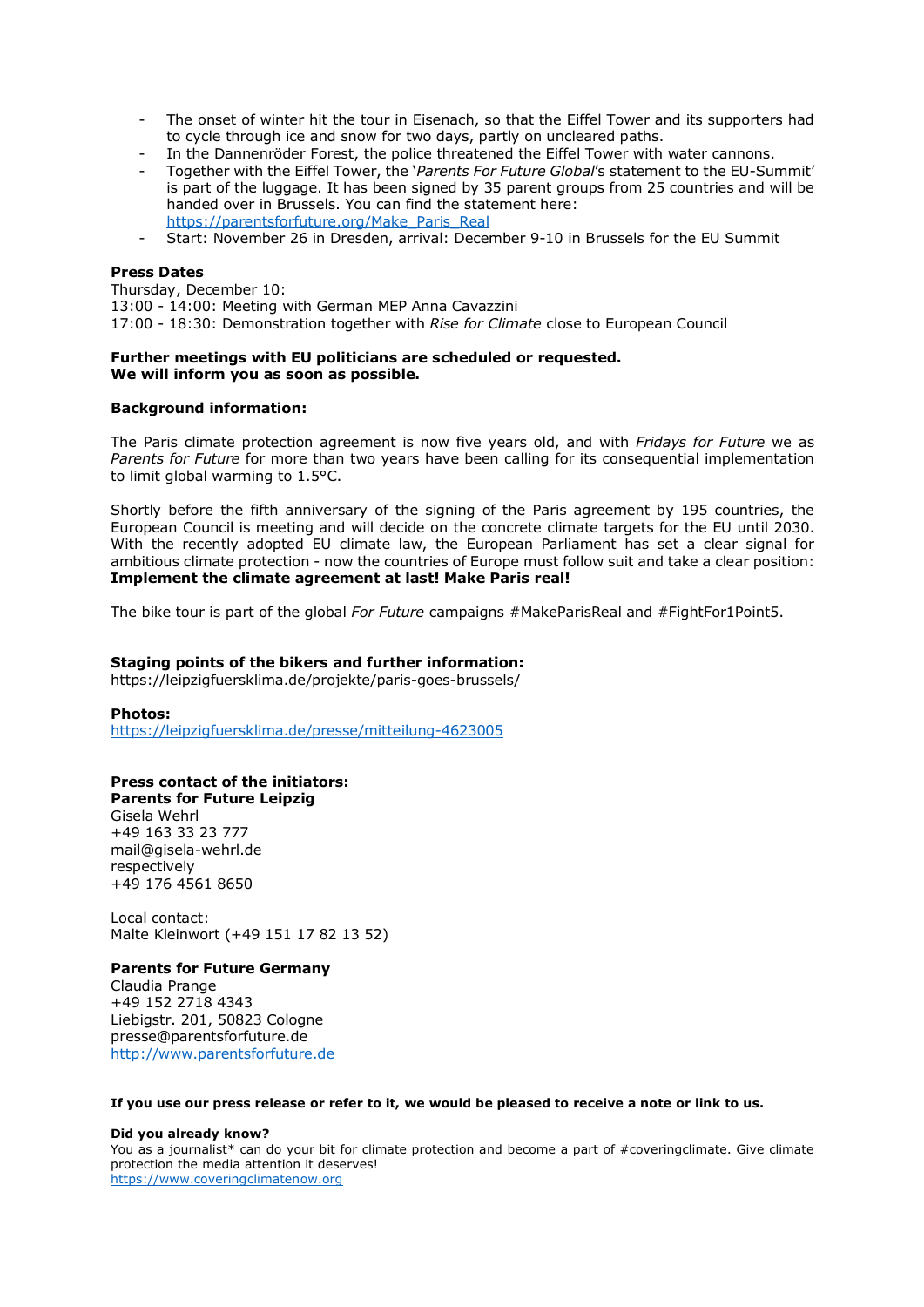- The onset of winter hit the tour in Eisenach, so that the Eiffel Tower and its supporters had to cycle through ice and snow for two days, partly on uncleared paths.
- In the Dannenröder Forest, the police threatened the Eiffel Tower with water cannons.
- Together with the Eiffel Tower, the '*Parents For Future Global*'s statement to the EU-Summit' is part of the luggage. It has been signed by 35 parent groups from 25 countries and will be handed over in Brussels. You can find the statement here: [https://parentsforfuture.org/Make_Paris_Real](https://parentsforfuture.org/Make_Paris_Real)
- Start: November 26 in Dresden, arrival: December 9-10 in Brussels for the EU Summit

**Press Dates**
Thursday, December 10:
13:00 - 14:00: Meeting with German MEP Anna Cavazzini
17:00 - 18:30: Demonstration together with *Rise for Climate* close to European Council

**Further meetings with EU politicians are scheduled or requested.**
**We will inform you as soon as possible.**

**Background information:**

The Paris climate protection agreement is now five years old, and with *Fridays for Future* we as *Parents for Future* for more than two years have been calling for its consequential implementation to limit global warming to 1.5°C.

Shortly before the fifth anniversary of the signing of the Paris agreement by 195 countries, the European Council is meeting and will decide on the concrete climate targets for the EU until 2030. With the recently adopted EU climate law, the European Parliament has set a clear signal for ambitious climate protection - now the countries of Europe must follow suit and take a clear position: **Implement the climate agreement at last! Make Paris real!**

The bike tour is part of the global *For Future* campaigns #MakeParisReal and #FightFor1Point5.

**Staging points of the bikers and further information:**
https://leipzigfuersklima.de/projekte/paris-goes-brussels/

**Photos:**
[https://leipzigfuersklima.de/presse/mitteilung-4623005](https://leipzigfuersklima.de/presse/mitteilung-4623005)

**Press contact of the initiators:**
**Parents for Future Leipzig**
Gisela Wehrl
+49 163 33 23 777
mail@gisela-wehrl.de
respectively
+49 176 4561 8650

Local contact:
Malte Kleinwort (+49 151 17 82 13 52)

**Parents for Future Germany**
Claudia Prange
+49 152 2718 4343
Liebigstr. 201, 50823 Cologne
presse@parentsforfuture.de
[http://www.parentsforfuture.de](http://www.parentsforfuture.de)

**If you use our press release or refer to it, we would be pleased to receive a note or link to us.**

**Did you already know?**
You as a journalist* can do your bit for climate protection and become a part of #coveringclimate. Give climate protection the media attention it deserves!
[https://www.coveringclimatenow.org](https://www.coveringclimatenow.org)